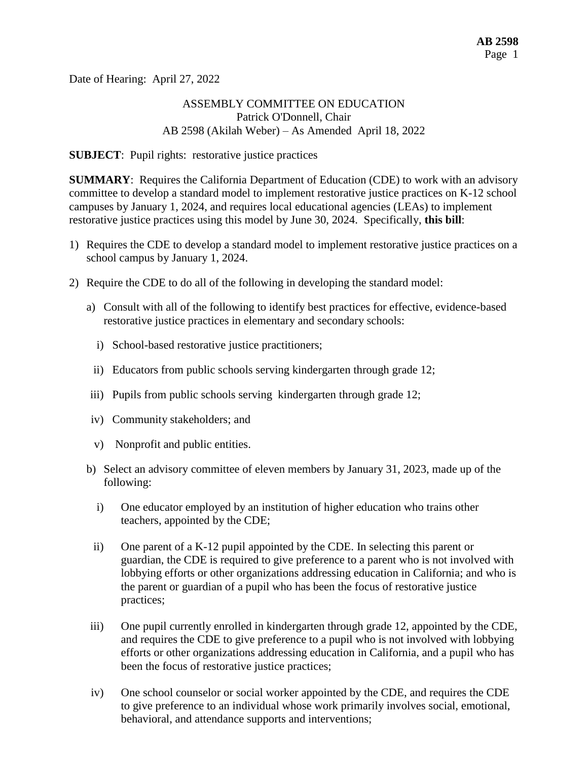Date of Hearing: April 27, 2022

ASSEMBLY COMMITTEE ON EDUCATION
Patrick O'Donnell, Chair
AB 2598 (Akilah Weber) – As Amended April 18, 2022

**SUBJECT**: Pupil rights: restorative justice practices

**SUMMARY**: Requires the California Department of Education (CDE) to work with an advisory committee to develop a standard model to implement restorative justice practices on K-12 school campuses by January 1, 2024, and requires local educational agencies (LEAs) to implement restorative justice practices using this model by June 30, 2024. Specifically, **this bill**:

1) Requires the CDE to develop a standard model to implement restorative justice practices on a school campus by January 1, 2024.

2) Require the CDE to do all of the following in developing the standard model:

   a) Consult with all of the following to identify best practices for effective, evidence-based restorative justice practices in elementary and secondary schools:

      i) School-based restorative justice practitioners;

      ii) Educators from public schools serving kindergarten through grade 12;

      iii) Pupils from public schools serving kindergarten through grade 12;

      iv) Community stakeholders; and

      v) Nonprofit and public entities.

   b) Select an advisory committee of eleven members by January 31, 2023, made up of the following:

      i) One educator employed by an institution of higher education who trains other teachers, appointed by the CDE;

      ii) One parent of a K-12 pupil appointed by the CDE. In selecting this parent or guardian, the CDE is required to give preference to a parent who is not involved with lobbying efforts or other organizations addressing education in California; and who is the parent or guardian of a pupil who has been the focus of restorative justice practices;

      iii) One pupil currently enrolled in kindergarten through grade 12, appointed by the CDE, and requires the CDE to give preference to a pupil who is not involved with lobbying efforts or other organizations addressing education in California, and a pupil who has been the focus of restorative justice practices;

      iv) One school counselor or social worker appointed by the CDE, and requires the CDE to give preference to an individual whose work primarily involves social, emotional, behavioral, and attendance supports and interventions;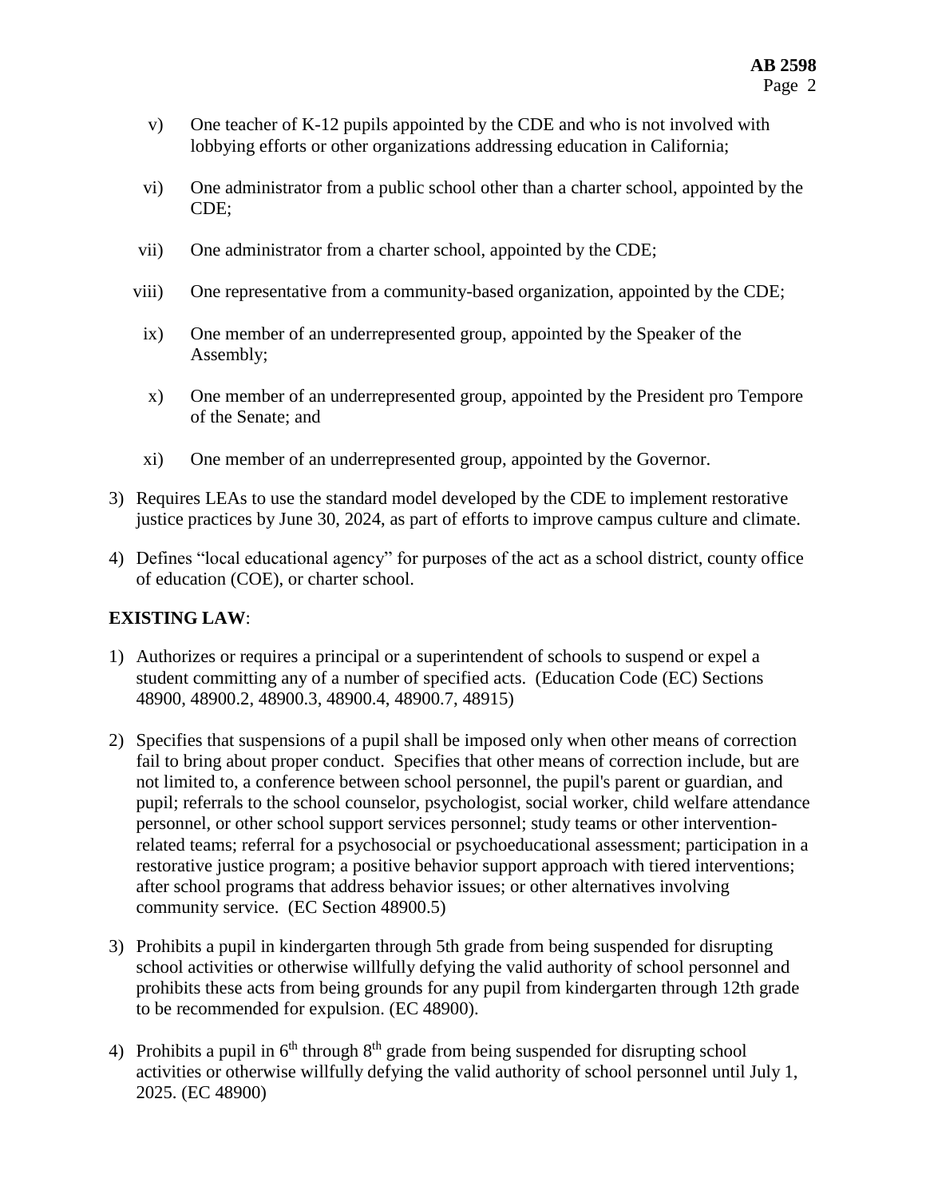v) One teacher of K-12 pupils appointed by the CDE and who is not involved with lobbying efforts or other organizations addressing education in California;

vi) One administrator from a public school other than a charter school, appointed by the CDE;

vii) One administrator from a charter school, appointed by the CDE;

viii) One representative from a community-based organization, appointed by the CDE;

ix) One member of an underrepresented group, appointed by the Speaker of the Assembly;

x) One member of an underrepresented group, appointed by the President pro Tempore of the Senate; and

xi) One member of an underrepresented group, appointed by the Governor.

3) Requires LEAs to use the standard model developed by the CDE to implement restorative justice practices by June 30, 2024, as part of efforts to improve campus culture and climate.

4) Defines "local educational agency" for purposes of the act as a school district, county office of education (COE), or charter school.

**EXISTING LAW**:

1) Authorizes or requires a principal or a superintendent of schools to suspend or expel a student committing any of a number of specified acts. (Education Code (EC) Sections 48900, 48900.2, 48900.3, 48900.4, 48900.7, 48915)

2) Specifies that suspensions of a pupil shall be imposed only when other means of correction fail to bring about proper conduct. Specifies that other means of correction include, but are not limited to, a conference between school personnel, the pupil's parent or guardian, and pupil; referrals to the school counselor, psychologist, social worker, child welfare attendance personnel, or other school support services personnel; study teams or other intervention-related teams; referral for a psychosocial or psychoeducational assessment; participation in a restorative justice program; a positive behavior support approach with tiered interventions; after school programs that address behavior issues; or other alternatives involving community service. (EC Section 48900.5)

3) Prohibits a pupil in kindergarten through 5th grade from being suspended for disrupting school activities or otherwise willfully defying the valid authority of school personnel and prohibits these acts from being grounds for any pupil from kindergarten through 12th grade to be recommended for expulsion. (EC 48900).

4) Prohibits a pupil in 6th through 8th grade from being suspended for disrupting school activities or otherwise willfully defying the valid authority of school personnel until July 1, 2025. (EC 48900)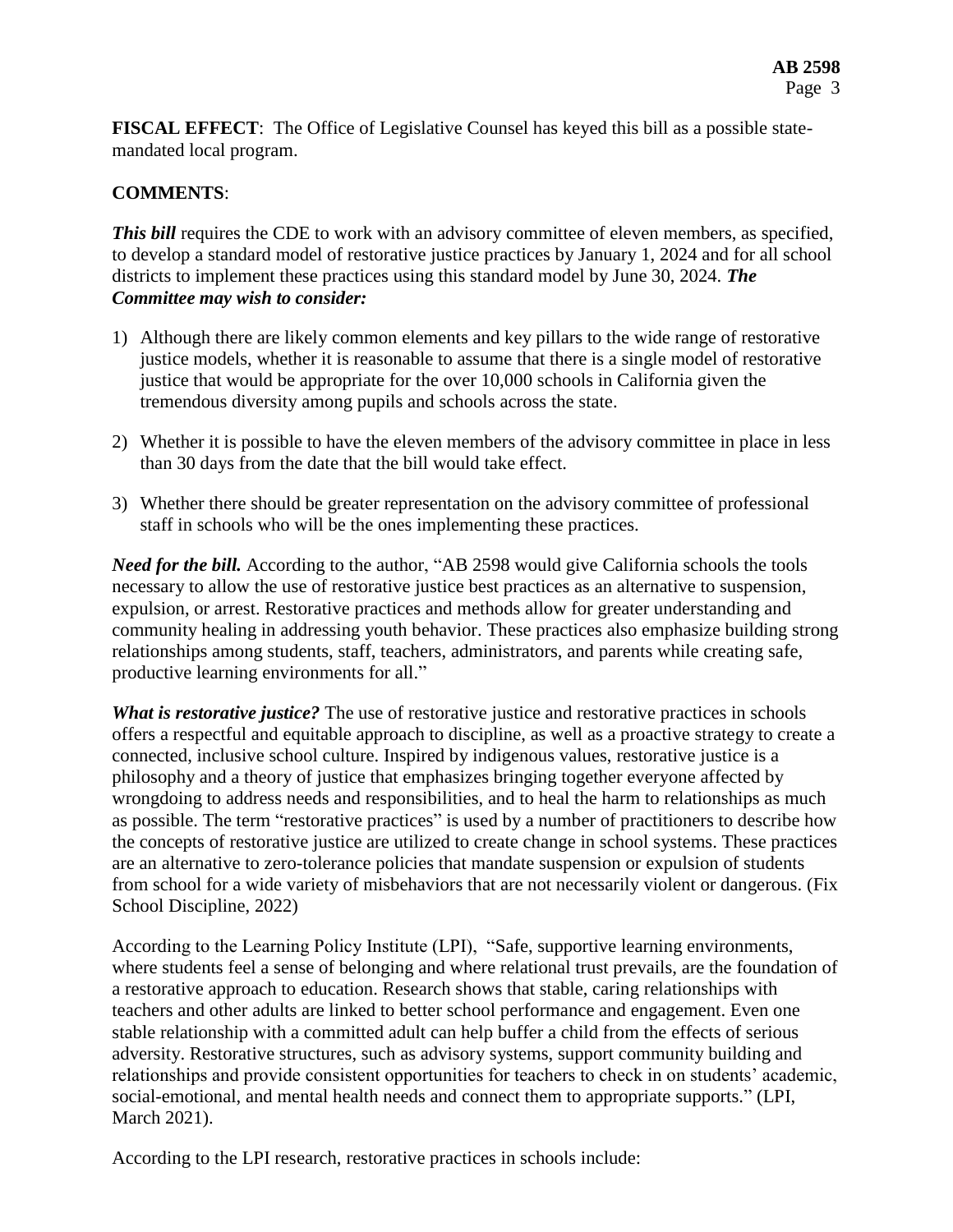**FISCAL EFFECT**: The Office of Legislative Counsel has keyed this bill as a possible state-mandated local program.

**COMMENTS**:

***This bill*** requires the CDE to work with an advisory committee of eleven members, as specified, to develop a standard model of restorative justice practices by January 1, 2024 and for all school districts to implement these practices using this standard model by June 30, 2024. ***The Committee may wish to consider:***

1) Although there are likely common elements and key pillars to the wide range of restorative justice models, whether it is reasonable to assume that there is a single model of restorative justice that would be appropriate for the over 10,000 schools in California given the tremendous diversity among pupils and schools across the state.

2) Whether it is possible to have the eleven members of the advisory committee in place in less than 30 days from the date that the bill would take effect.

3) Whether there should be greater representation on the advisory committee of professional staff in schools who will be the ones implementing these practices.

***Need for the bill.*** According to the author, "AB 2598 would give California schools the tools necessary to allow the use of restorative justice best practices as an alternative to suspension, expulsion, or arrest. Restorative practices and methods allow for greater understanding and community healing in addressing youth behavior. These practices also emphasize building strong relationships among students, staff, teachers, administrators, and parents while creating safe, productive learning environments for all."

***What is restorative justice?*** The use of restorative justice and restorative practices in schools offers a respectful and equitable approach to discipline, as well as a proactive strategy to create a connected, inclusive school culture. Inspired by indigenous values, restorative justice is a philosophy and a theory of justice that emphasizes bringing together everyone affected by wrongdoing to address needs and responsibilities, and to heal the harm to relationships as much as possible. The term "restorative practices" is used by a number of practitioners to describe how the concepts of restorative justice are utilized to create change in school systems. These practices are an alternative to zero-tolerance policies that mandate suspension or expulsion of students from school for a wide variety of misbehaviors that are not necessarily violent or dangerous. (Fix School Discipline, 2022)

According to the Learning Policy Institute (LPI), "Safe, supportive learning environments, where students feel a sense of belonging and where relational trust prevails, are the foundation of a restorative approach to education. Research shows that stable, caring relationships with teachers and other adults are linked to better school performance and engagement. Even one stable relationship with a committed adult can help buffer a child from the effects of serious adversity. Restorative structures, such as advisory systems, support community building and relationships and provide consistent opportunities for teachers to check in on students' academic, social-emotional, and mental health needs and connect them to appropriate supports." (LPI, March 2021).

According to the LPI research, restorative practices in schools include: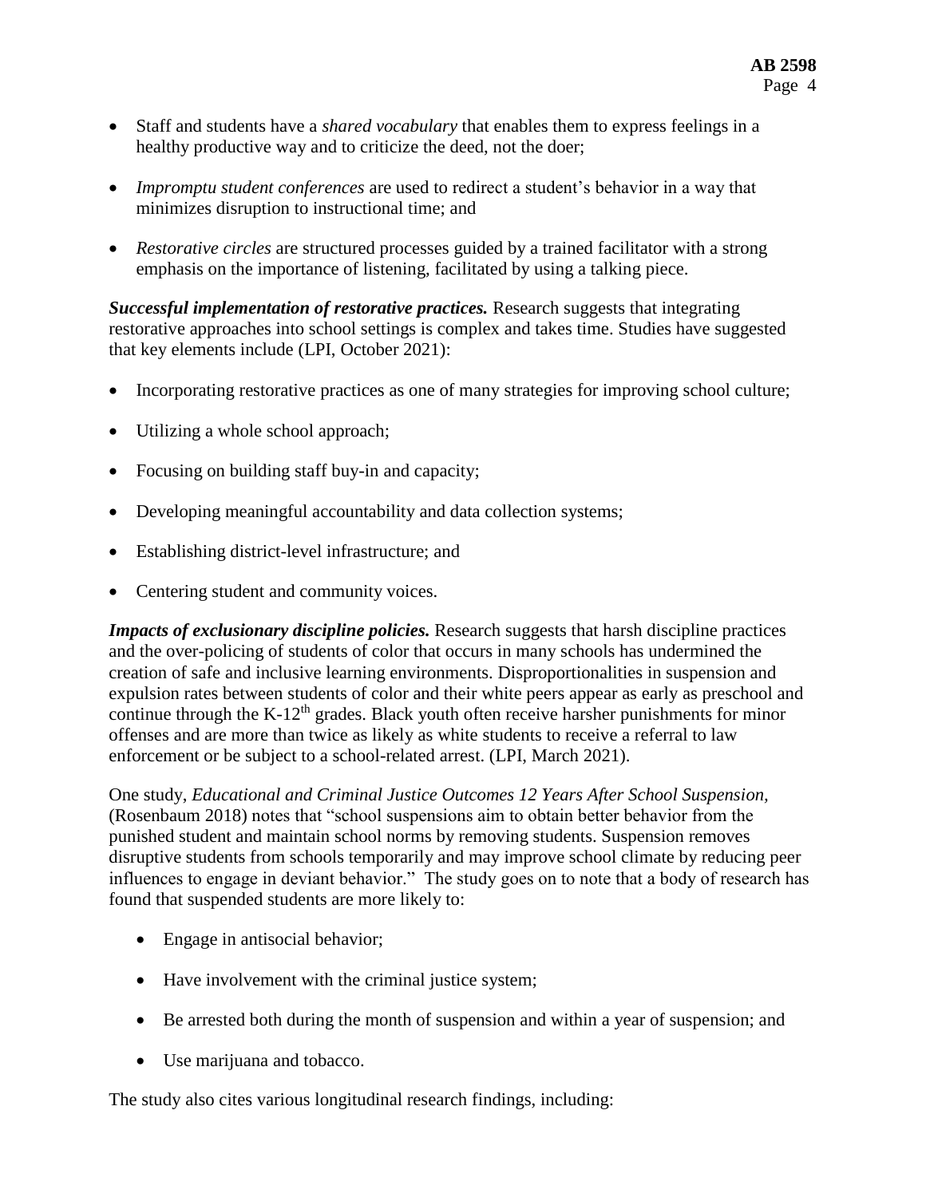- Staff and students have a *shared vocabulary* that enables them to express feelings in a healthy productive way and to criticize the deed, not the doer;

- *Impromptu student conferences* are used to redirect a student's behavior in a way that minimizes disruption to instructional time; and

- *Restorative circles* are structured processes guided by a trained facilitator with a strong emphasis on the importance of listening, facilitated by using a talking piece.

***Successful implementation of restorative practices.*** Research suggests that integrating restorative approaches into school settings is complex and takes time. Studies have suggested that key elements include (LPI, October 2021):

- Incorporating restorative practices as one of many strategies for improving school culture;

- Utilizing a whole school approach;

- Focusing on building staff buy-in and capacity;

- Developing meaningful accountability and data collection systems;

- Establishing district-level infrastructure; and

- Centering student and community voices.

***Impacts of exclusionary discipline policies.*** Research suggests that harsh discipline practices and the over-policing of students of color that occurs in many schools has undermined the creation of safe and inclusive learning environments. Disproportionalities in suspension and expulsion rates between students of color and their white peers appear as early as preschool and continue through the K-12th grades. Black youth often receive harsher punishments for minor offenses and are more than twice as likely as white students to receive a referral to law enforcement or be subject to a school-related arrest. (LPI, March 2021).

One study, *Educational and Criminal Justice Outcomes 12 Years After School Suspension,* (Rosenbaum 2018) notes that "school suspensions aim to obtain better behavior from the punished student and maintain school norms by removing students. Suspension removes disruptive students from schools temporarily and may improve school climate by reducing peer influences to engage in deviant behavior." The study goes on to note that a body of research has found that suspended students are more likely to:

- Engage in antisocial behavior;

- Have involvement with the criminal justice system;

- Be arrested both during the month of suspension and within a year of suspension; and

- Use marijuana and tobacco.

The study also cites various longitudinal research findings, including: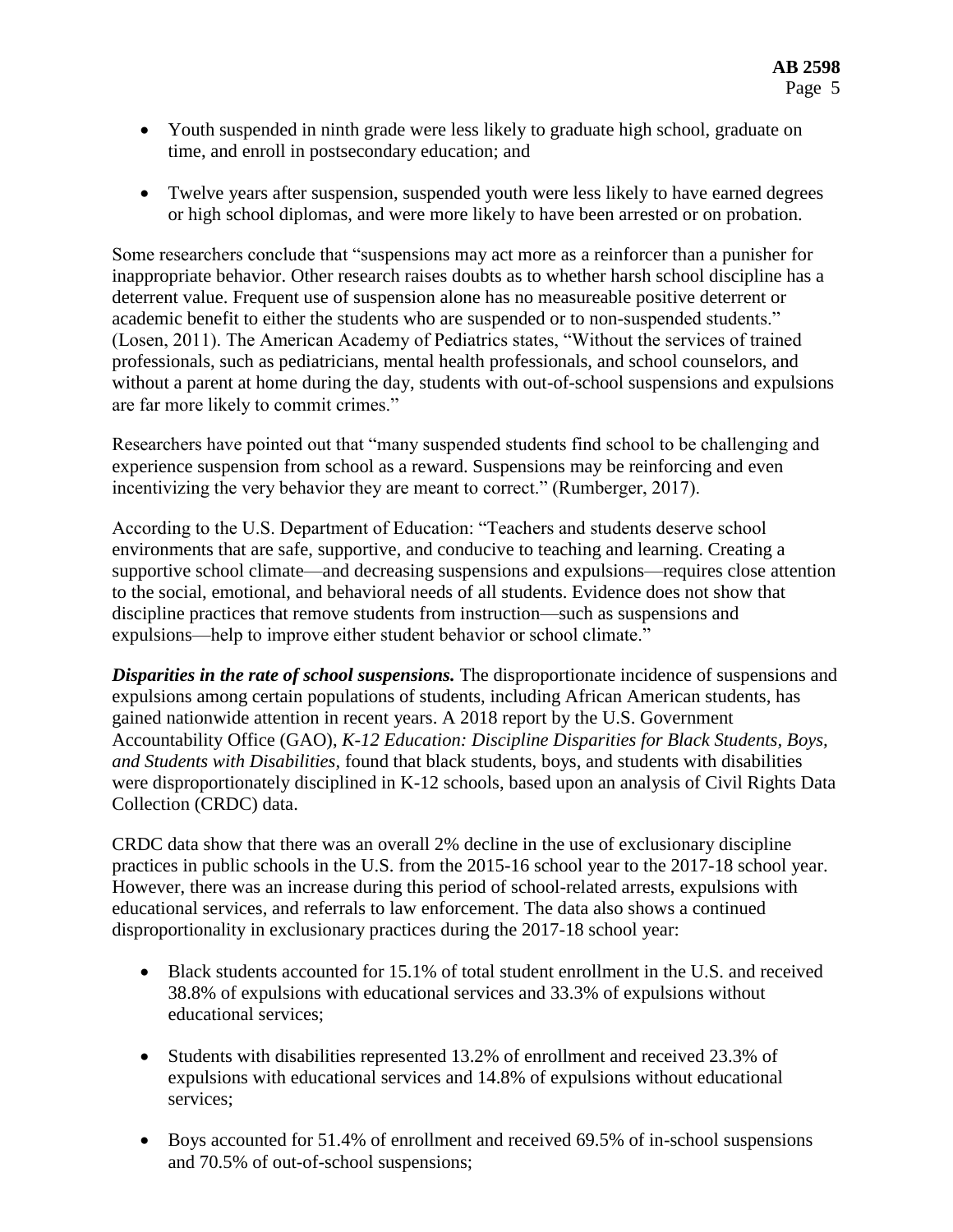- Youth suspended in ninth grade were less likely to graduate high school, graduate on time, and enroll in postsecondary education; and

- Twelve years after suspension, suspended youth were less likely to have earned degrees or high school diplomas, and were more likely to have been arrested or on probation.

Some researchers conclude that "suspensions may act more as a reinforcer than a punisher for inappropriate behavior. Other research raises doubts as to whether harsh school discipline has a deterrent value. Frequent use of suspension alone has no measureable positive deterrent or academic benefit to either the students who are suspended or to non-suspended students." (Losen, 2011). The American Academy of Pediatrics states, "Without the services of trained professionals, such as pediatricians, mental health professionals, and school counselors, and without a parent at home during the day, students with out-of-school suspensions and expulsions are far more likely to commit crimes."

Researchers have pointed out that "many suspended students find school to be challenging and experience suspension from school as a reward. Suspensions may be reinforcing and even incentivizing the very behavior they are meant to correct." (Rumberger, 2017).

According to the U.S. Department of Education: "Teachers and students deserve school environments that are safe, supportive, and conducive to teaching and learning. Creating a supportive school climate—and decreasing suspensions and expulsions—requires close attention to the social, emotional, and behavioral needs of all students. Evidence does not show that discipline practices that remove students from instruction—such as suspensions and expulsions—help to improve either student behavior or school climate."

***Disparities in the rate of school suspensions.*** The disproportionate incidence of suspensions and expulsions among certain populations of students, including African American students, has gained nationwide attention in recent years. A 2018 report by the U.S. Government Accountability Office (GAO), *K-12 Education: Discipline Disparities for Black Students, Boys, and Students with Disabilities*, found that black students, boys, and students with disabilities were disproportionately disciplined in K-12 schools, based upon an analysis of Civil Rights Data Collection (CRDC) data.

CRDC data show that there was an overall 2% decline in the use of exclusionary discipline practices in public schools in the U.S. from the 2015-16 school year to the 2017-18 school year. However, there was an increase during this period of school-related arrests, expulsions with educational services, and referrals to law enforcement. The data also shows a continued disproportionality in exclusionary practices during the 2017-18 school year:

- Black students accounted for 15.1% of total student enrollment in the U.S. and received 38.8% of expulsions with educational services and 33.3% of expulsions without educational services;

- Students with disabilities represented 13.2% of enrollment and received 23.3% of expulsions with educational services and 14.8% of expulsions without educational services;

- Boys accounted for 51.4% of enrollment and received 69.5% of in-school suspensions and 70.5% of out-of-school suspensions;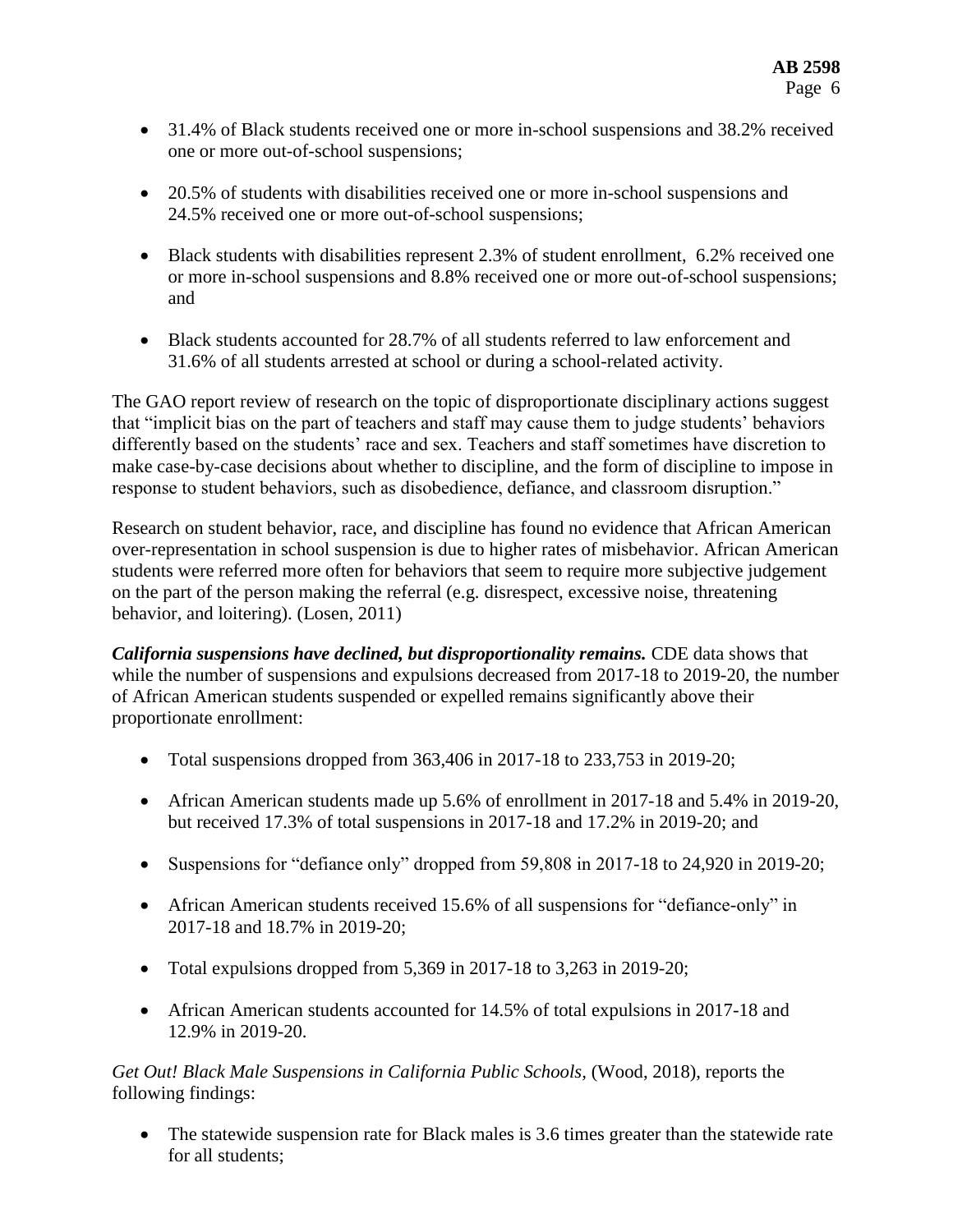- 31.4% of Black students received one or more in-school suspensions and 38.2% received one or more out-of-school suspensions;

- 20.5% of students with disabilities received one or more in-school suspensions and 24.5% received one or more out-of-school suspensions;

- Black students with disabilities represent 2.3% of student enrollment, 6.2% received one or more in-school suspensions and 8.8% received one or more out-of-school suspensions; and

- Black students accounted for 28.7% of all students referred to law enforcement and 31.6% of all students arrested at school or during a school-related activity.

The GAO report review of research on the topic of disproportionate disciplinary actions suggest that "implicit bias on the part of teachers and staff may cause them to judge students' behaviors differently based on the students' race and sex. Teachers and staff sometimes have discretion to make case-by-case decisions about whether to discipline, and the form of discipline to impose in response to student behaviors, such as disobedience, defiance, and classroom disruption."

Research on student behavior, race, and discipline has found no evidence that African American over-representation in school suspension is due to higher rates of misbehavior. African American students were referred more often for behaviors that seem to require more subjective judgement on the part of the person making the referral (e.g. disrespect, excessive noise, threatening behavior, and loitering). (Losen, 2011)

***California suspensions have declined, but disproportionality remains.*** CDE data shows that while the number of suspensions and expulsions decreased from 2017-18 to 2019-20, the number of African American students suspended or expelled remains significantly above their proportionate enrollment:

- Total suspensions dropped from 363,406 in 2017-18 to 233,753 in 2019-20;

- African American students made up 5.6% of enrollment in 2017-18 and 5.4% in 2019-20, but received 17.3% of total suspensions in 2017-18 and 17.2% in 2019-20; and

- Suspensions for "defiance only" dropped from 59,808 in 2017-18 to 24,920 in 2019-20;

- African American students received 15.6% of all suspensions for "defiance-only" in 2017-18 and 18.7% in 2019-20;

- Total expulsions dropped from 5,369 in 2017-18 to 3,263 in 2019-20;

- African American students accounted for 14.5% of total expulsions in 2017-18 and 12.9% in 2019-20.

*Get Out! Black Male Suspensions in California Public Schools*, (Wood, 2018), reports the following findings:

- The statewide suspension rate for Black males is 3.6 times greater than the statewide rate for all students;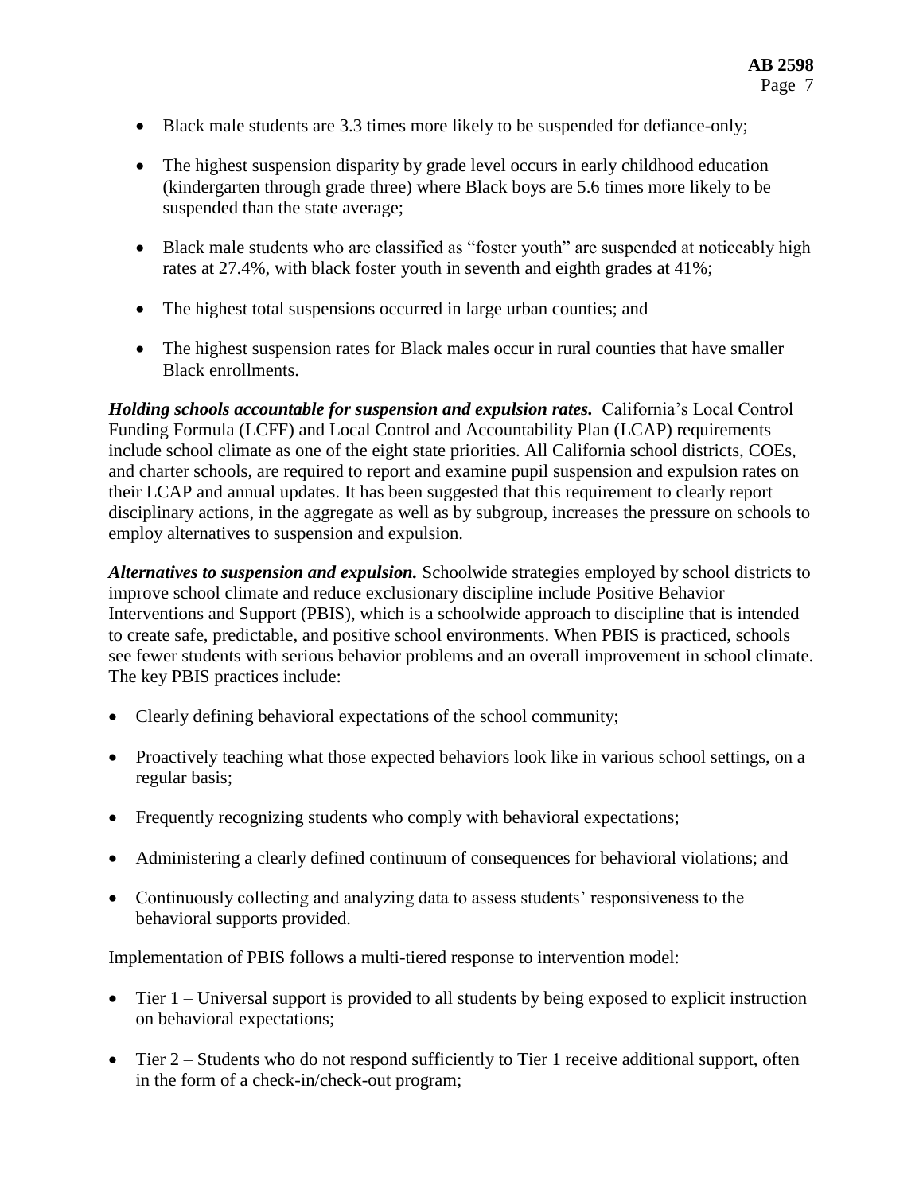- Black male students are 3.3 times more likely to be suspended for defiance-only;
- The highest suspension disparity by grade level occurs in early childhood education (kindergarten through grade three) where Black boys are 5.6 times more likely to be suspended than the state average;
- Black male students who are classified as "foster youth" are suspended at noticeably high rates at 27.4%, with black foster youth in seventh and eighth grades at 41%;
- The highest total suspensions occurred in large urban counties; and
- The highest suspension rates for Black males occur in rural counties that have smaller Black enrollments.

***Holding schools accountable for suspension and expulsion rates.*** California's Local Control Funding Formula (LCFF) and Local Control and Accountability Plan (LCAP) requirements include school climate as one of the eight state priorities. All California school districts, COEs, and charter schools, are required to report and examine pupil suspension and expulsion rates on their LCAP and annual updates. It has been suggested that this requirement to clearly report disciplinary actions, in the aggregate as well as by subgroup, increases the pressure on schools to employ alternatives to suspension and expulsion.

***Alternatives to suspension and expulsion.*** Schoolwide strategies employed by school districts to improve school climate and reduce exclusionary discipline include Positive Behavior Interventions and Support (PBIS), which is a schoolwide approach to discipline that is intended to create safe, predictable, and positive school environments. When PBIS is practiced, schools see fewer students with serious behavior problems and an overall improvement in school climate. The key PBIS practices include:

- Clearly defining behavioral expectations of the school community;
- Proactively teaching what those expected behaviors look like in various school settings, on a regular basis;
- Frequently recognizing students who comply with behavioral expectations;
- Administering a clearly defined continuum of consequences for behavioral violations; and
- Continuously collecting and analyzing data to assess students' responsiveness to the behavioral supports provided.

Implementation of PBIS follows a multi-tiered response to intervention model:

- Tier 1 – Universal support is provided to all students by being exposed to explicit instruction on behavioral expectations;
- Tier 2 – Students who do not respond sufficiently to Tier 1 receive additional support, often in the form of a check-in/check-out program;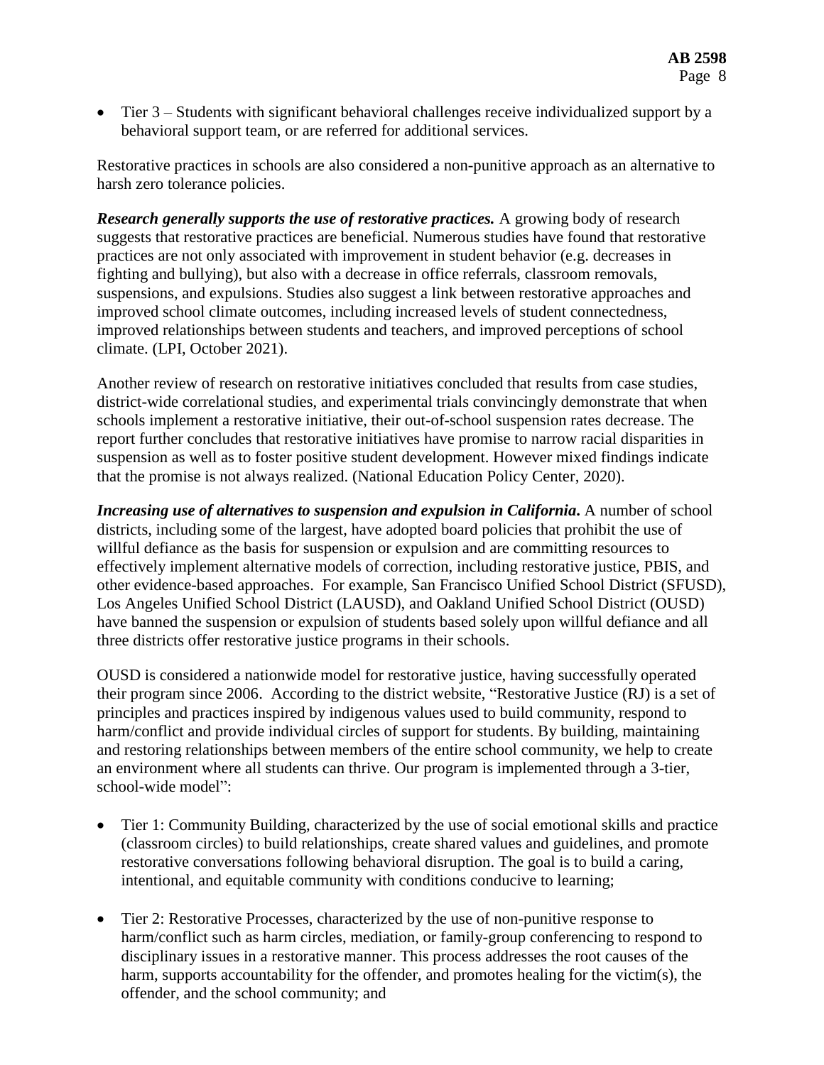- Tier 3 – Students with significant behavioral challenges receive individualized support by a behavioral support team, or are referred for additional services.

Restorative practices in schools are also considered a non-punitive approach as an alternative to harsh zero tolerance policies.

***Research generally supports the use of restorative practices.*** A growing body of research suggests that restorative practices are beneficial. Numerous studies have found that restorative practices are not only associated with improvement in student behavior (e.g. decreases in fighting and bullying), but also with a decrease in office referrals, classroom removals, suspensions, and expulsions. Studies also suggest a link between restorative approaches and improved school climate outcomes, including increased levels of student connectedness, improved relationships between students and teachers, and improved perceptions of school climate. (LPI, October 2021).

Another review of research on restorative initiatives concluded that results from case studies, district-wide correlational studies, and experimental trials convincingly demonstrate that when schools implement a restorative initiative, their out-of-school suspension rates decrease. The report further concludes that restorative initiatives have promise to narrow racial disparities in suspension as well as to foster positive student development. However mixed findings indicate that the promise is not always realized. (National Education Policy Center, 2020).

***Increasing use of alternatives to suspension and expulsion in California.*** A number of school districts, including some of the largest, have adopted board policies that prohibit the use of willful defiance as the basis for suspension or expulsion and are committing resources to effectively implement alternative models of correction, including restorative justice, PBIS, and other evidence-based approaches. For example, San Francisco Unified School District (SFUSD), Los Angeles Unified School District (LAUSD), and Oakland Unified School District (OUSD) have banned the suspension or expulsion of students based solely upon willful defiance and all three districts offer restorative justice programs in their schools.

OUSD is considered a nationwide model for restorative justice, having successfully operated their program since 2006. According to the district website, "Restorative Justice (RJ) is a set of principles and practices inspired by indigenous values used to build community, respond to harm/conflict and provide individual circles of support for students. By building, maintaining and restoring relationships between members of the entire school community, we help to create an environment where all students can thrive. Our program is implemented through a 3-tier, school-wide model":

- Tier 1: Community Building, characterized by the use of social emotional skills and practice (classroom circles) to build relationships, create shared values and guidelines, and promote restorative conversations following behavioral disruption. The goal is to build a caring, intentional, and equitable community with conditions conducive to learning;

- Tier 2: Restorative Processes, characterized by the use of non-punitive response to harm/conflict such as harm circles, mediation, or family-group conferencing to respond to disciplinary issues in a restorative manner. This process addresses the root causes of the harm, supports accountability for the offender, and promotes healing for the victim(s), the offender, and the school community; and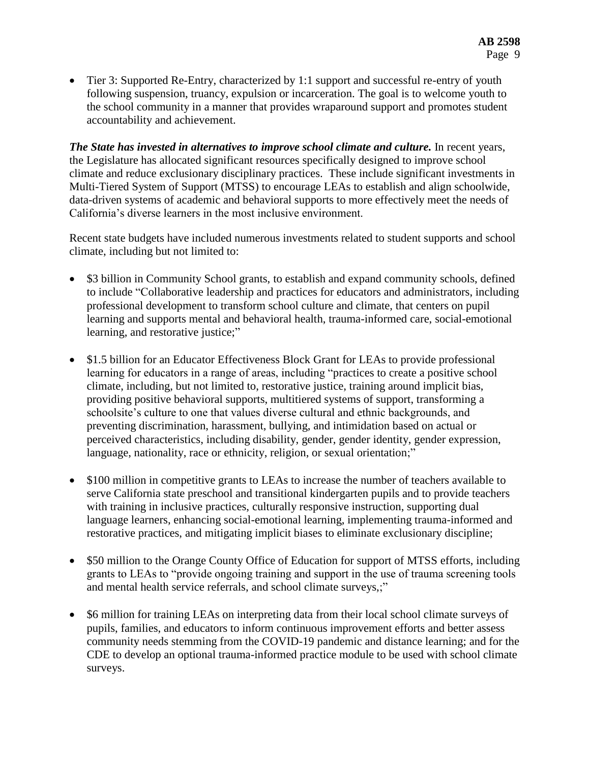- Tier 3: Supported Re-Entry, characterized by 1:1 support and successful re-entry of youth following suspension, truancy, expulsion or incarceration. The goal is to welcome youth to the school community in a manner that provides wraparound support and promotes student accountability and achievement.

***The State has invested in alternatives to improve school climate and culture.*** In recent years, the Legislature has allocated significant resources specifically designed to improve school climate and reduce exclusionary disciplinary practices. These include significant investments in Multi-Tiered System of Support (MTSS) to encourage LEAs to establish and align schoolwide, data-driven systems of academic and behavioral supports to more effectively meet the needs of California's diverse learners in the most inclusive environment.

Recent state budgets have included numerous investments related to student supports and school climate, including but not limited to:

- $3 billion in Community School grants, to establish and expand community schools, defined to include "Collaborative leadership and practices for educators and administrators, including professional development to transform school culture and climate, that centers on pupil learning and supports mental and behavioral health, trauma-informed care, social-emotional learning, and restorative justice;"

- $1.5 billion for an Educator Effectiveness Block Grant for LEAs to provide professional learning for educators in a range of areas, including "practices to create a positive school climate, including, but not limited to, restorative justice, training around implicit bias, providing positive behavioral supports, multitiered systems of support, transforming a schoolsite's culture to one that values diverse cultural and ethnic backgrounds, and preventing discrimination, harassment, bullying, and intimidation based on actual or perceived characteristics, including disability, gender, gender identity, gender expression, language, nationality, race or ethnicity, religion, or sexual orientation;"

- $100 million in competitive grants to LEAs to increase the number of teachers available to serve California state preschool and transitional kindergarten pupils and to provide teachers with training in inclusive practices, culturally responsive instruction, supporting dual language learners, enhancing social-emotional learning, implementing trauma-informed and restorative practices, and mitigating implicit biases to eliminate exclusionary discipline;

- $50 million to the Orange County Office of Education for support of MTSS efforts, including grants to LEAs to "provide ongoing training and support in the use of trauma screening tools and mental health service referrals, and school climate surveys,;"

- $6 million for training LEAs on interpreting data from their local school climate surveys of pupils, families, and educators to inform continuous improvement efforts and better assess community needs stemming from the COVID-19 pandemic and distance learning; and for the CDE to develop an optional trauma-informed practice module to be used with school climate surveys.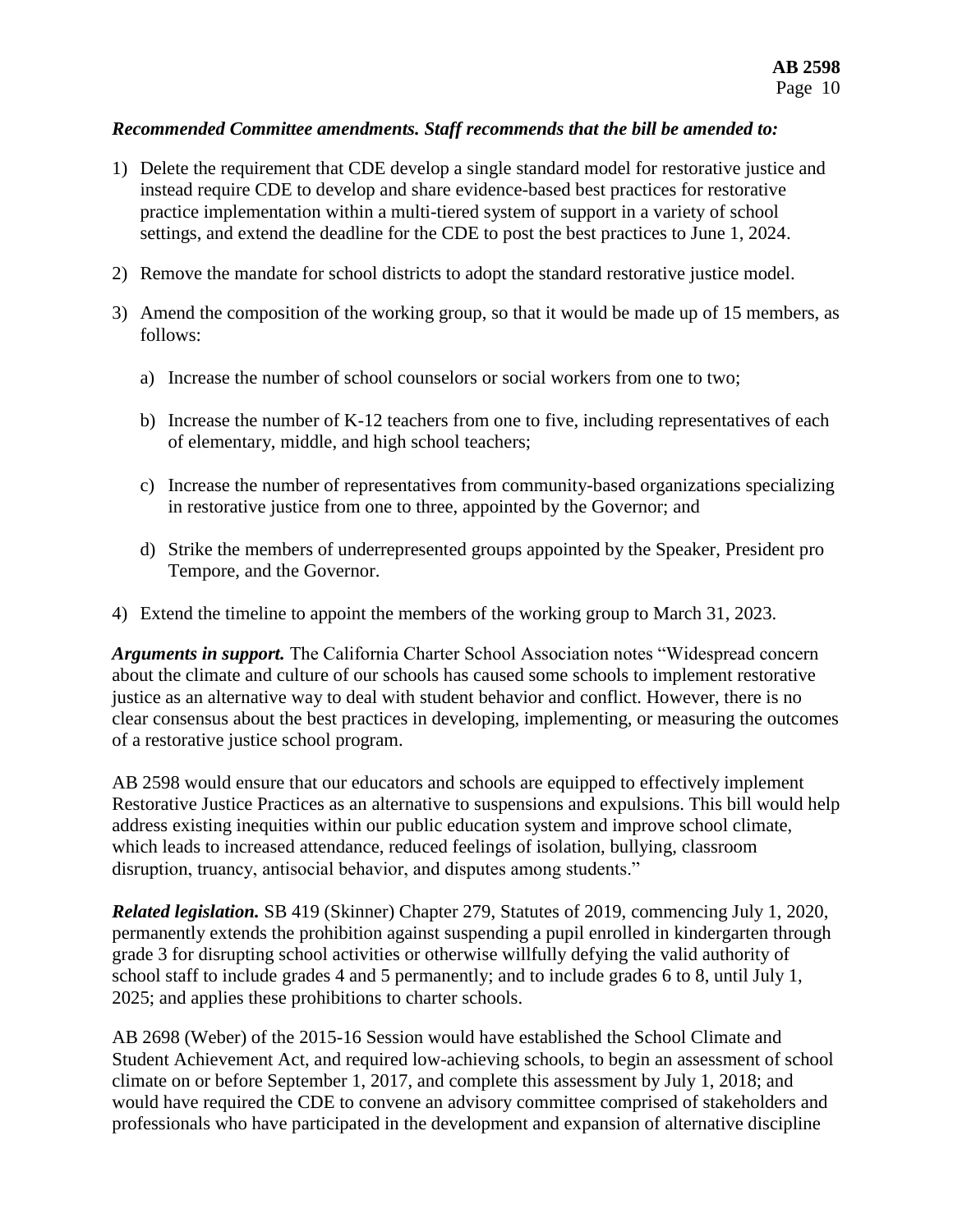***Recommended Committee amendments. Staff recommends that the bill be amended to:***

1) Delete the requirement that CDE develop a single standard model for restorative justice and instead require CDE to develop and share evidence-based best practices for restorative practice implementation within a multi-tiered system of support in a variety of school settings, and extend the deadline for the CDE to post the best practices to June 1, 2024.

2) Remove the mandate for school districts to adopt the standard restorative justice model.

3) Amend the composition of the working group, so that it would be made up of 15 members, as follows:

   a) Increase the number of school counselors or social workers from one to two;

   b) Increase the number of K-12 teachers from one to five, including representatives of each of elementary, middle, and high school teachers;

   c) Increase the number of representatives from community-based organizations specializing in restorative justice from one to three, appointed by the Governor; and

   d) Strike the members of underrepresented groups appointed by the Speaker, President pro Tempore, and the Governor.

4) Extend the timeline to appoint the members of the working group to March 31, 2023.

***Arguments in support.*** The California Charter School Association notes "Widespread concern about the climate and culture of our schools has caused some schools to implement restorative justice as an alternative way to deal with student behavior and conflict. However, there is no clear consensus about the best practices in developing, implementing, or measuring the outcomes of a restorative justice school program.

AB 2598 would ensure that our educators and schools are equipped to effectively implement Restorative Justice Practices as an alternative to suspensions and expulsions. This bill would help address existing inequities within our public education system and improve school climate, which leads to increased attendance, reduced feelings of isolation, bullying, classroom disruption, truancy, antisocial behavior, and disputes among students."

***Related legislation.*** SB 419 (Skinner) Chapter 279, Statutes of 2019, commencing July 1, 2020, permanently extends the prohibition against suspending a pupil enrolled in kindergarten through grade 3 for disrupting school activities or otherwise willfully defying the valid authority of school staff to include grades 4 and 5 permanently; and to include grades 6 to 8, until July 1, 2025; and applies these prohibitions to charter schools.

AB 2698 (Weber) of the 2015-16 Session would have established the School Climate and Student Achievement Act, and required low-achieving schools, to begin an assessment of school climate on or before September 1, 2017, and complete this assessment by July 1, 2018; and would have required the CDE to convene an advisory committee comprised of stakeholders and professionals who have participated in the development and expansion of alternative discipline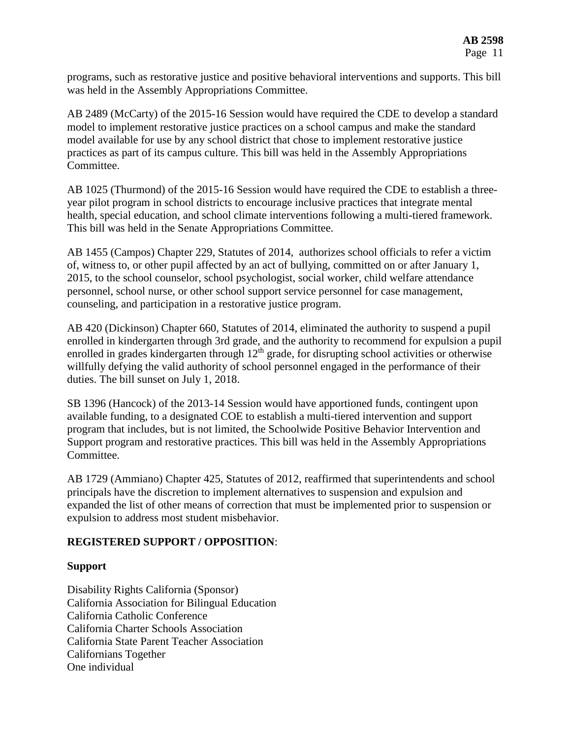programs, such as restorative justice and positive behavioral interventions and supports. This bill was held in the Assembly Appropriations Committee.

AB 2489 (McCarty) of the 2015-16 Session would have required the CDE to develop a standard model to implement restorative justice practices on a school campus and make the standard model available for use by any school district that chose to implement restorative justice practices as part of its campus culture. This bill was held in the Assembly Appropriations Committee.

AB 1025 (Thurmond) of the 2015-16 Session would have required the CDE to establish a three-year pilot program in school districts to encourage inclusive practices that integrate mental health, special education, and school climate interventions following a multi-tiered framework. This bill was held in the Senate Appropriations Committee.

AB 1455 (Campos) Chapter 229, Statutes of 2014, authorizes school officials to refer a victim of, witness to, or other pupil affected by an act of bullying, committed on or after January 1, 2015, to the school counselor, school psychologist, social worker, child welfare attendance personnel, school nurse, or other school support service personnel for case management, counseling, and participation in a restorative justice program.

AB 420 (Dickinson) Chapter 660, Statutes of 2014, eliminated the authority to suspend a pupil enrolled in kindergarten through 3rd grade, and the authority to recommend for expulsion a pupil enrolled in grades kindergarten through 12th grade, for disrupting school activities or otherwise willfully defying the valid authority of school personnel engaged in the performance of their duties. The bill sunset on July 1, 2018.

SB 1396 (Hancock) of the 2013-14 Session would have apportioned funds, contingent upon available funding, to a designated COE to establish a multi-tiered intervention and support program that includes, but is not limited, the Schoolwide Positive Behavior Intervention and Support program and restorative practices. This bill was held in the Assembly Appropriations Committee.

AB 1729 (Ammiano) Chapter 425, Statutes of 2012, reaffirmed that superintendents and school principals have the discretion to implement alternatives to suspension and expulsion and expanded the list of other means of correction that must be implemented prior to suspension or expulsion to address most student misbehavior.

## REGISTERED SUPPORT / OPPOSITION:

### Support

Disability Rights California (Sponsor)
California Association for Bilingual Education
California Catholic Conference
California Charter Schools Association
California State Parent Teacher Association
Californians Together
One individual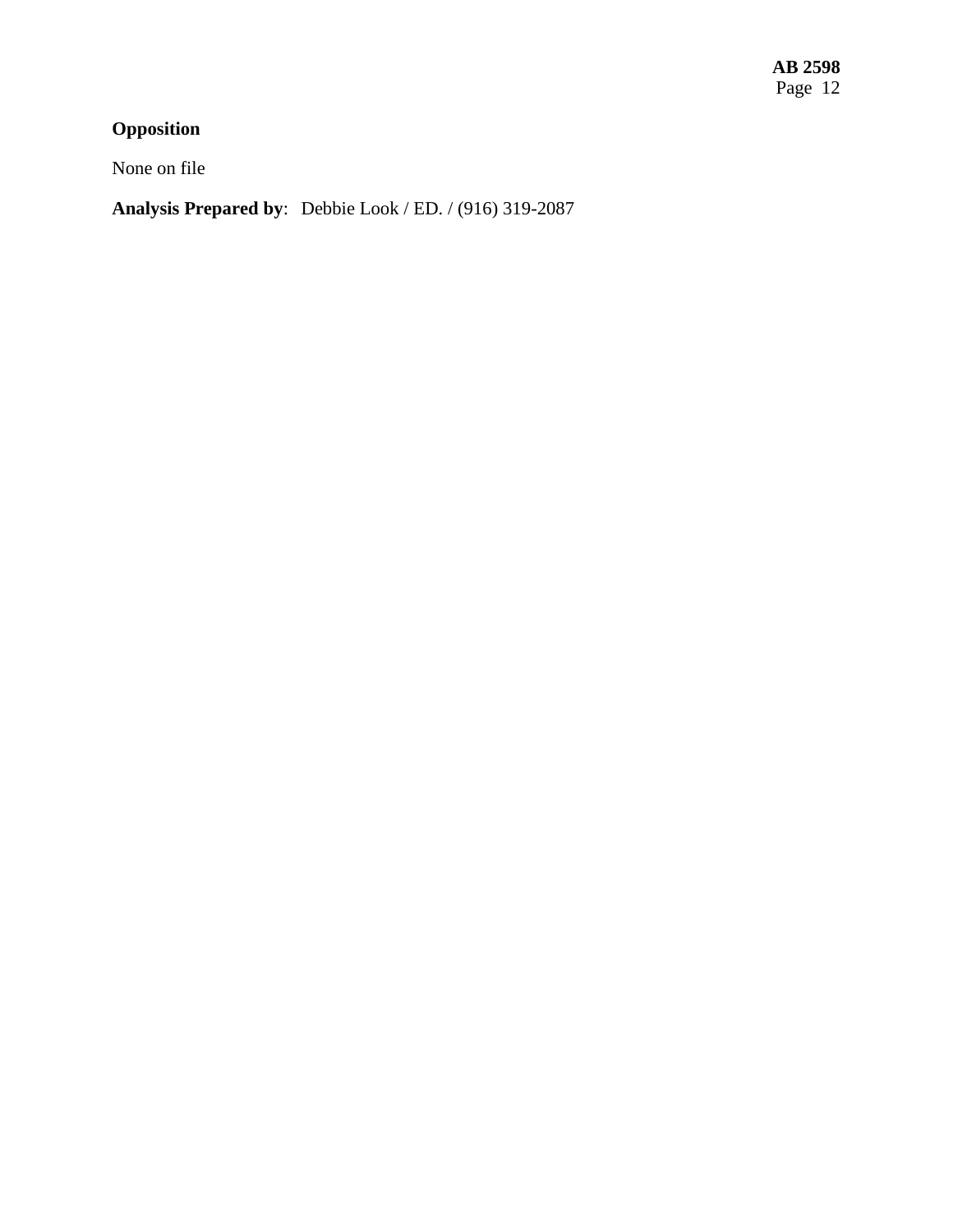**Opposition**

None on file

**Analysis Prepared by**: Debbie Look / ED. / (916) 319-2087